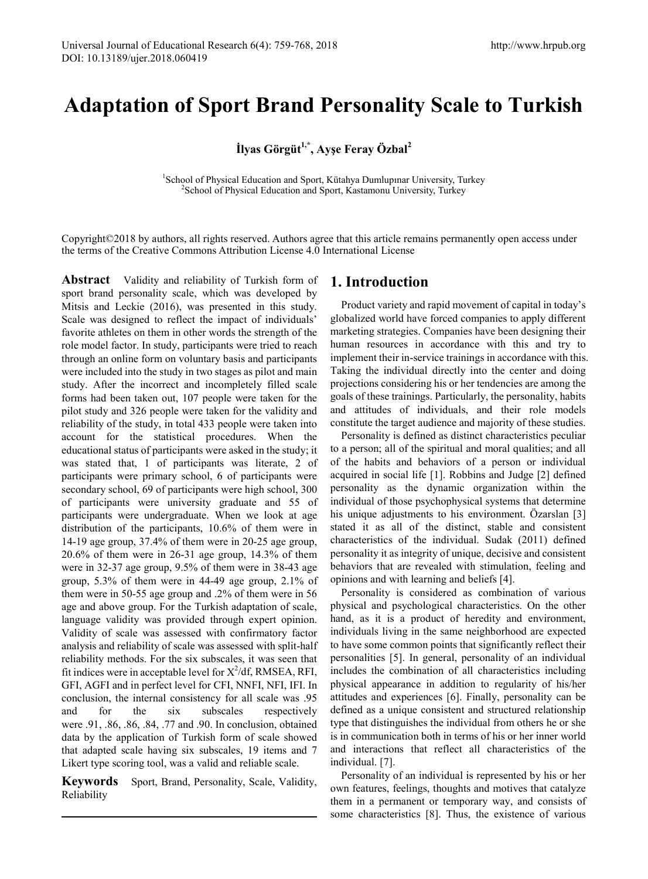# Adaptation of Sport Brand Personality Scale to Turkish

**İlyas Görgüt[1,*], Ayşe Feray Özbal[2]**

[1]School of Physical Education and Sport, Kütahya Dumlupınar University, Turkey
[2]School of Physical Education and Sport, Kastamonu University, Turkey

Copyright©2018 by authors, all rights reserved. Authors agree that this article remains permanently open access under the terms of the Creative Commons Attribution License 4.0 International License

**Abstract** Validity and reliability of Turkish form of sport brand personality scale, which was developed by Mitsis and Leckie (2016), was presented in this study. Scale was designed to reflect the impact of individuals' favorite athletes on them in other words the strength of the role model factor. In study, participants were tried to reach through an online form on voluntary basis and participants were included into the study in two stages as pilot and main study. After the incorrect and incompletely filled scale forms had been taken out, 107 people were taken for the pilot study and 326 people were taken for the validity and reliability of the study, in total 433 people were taken into account for the statistical procedures. When the educational status of participants were asked in the study; it was stated that, 1 of participants was literate, 2 of participants were primary school, 6 of participants were secondary school, 69 of participants were high school, 300 of participants were university graduate and 55 of participants were undergraduate. When we look at age distribution of the participants, 10.6% of them were in 14-19 age group, 37.4% of them were in 20-25 age group, 20.6% of them were in 26-31 age group, 14.3% of them were in 32-37 age group, 9.5% of them were in 38-43 age group, 5.3% of them were in 44-49 age group, 2.1% of them were in 50-55 age group and .2% of them were in 56 age and above group. For the Turkish adaptation of scale, language validity was provided through expert opinion. Validity of scale was assessed with confirmatory factor analysis and reliability of scale was assessed with split-half reliability methods. For the six subscales, it was seen that fit indices were in acceptable level for $X^2$/df, RMSEA, RFI, GFI, AGFI and in perfect level for CFI, NNFI, NFI, IFI. In conclusion, the internal consistency for all scale was .95 and for the six subscales respectively were .91, .86, .86, .84, .77 and .90. In conclusion, obtained data by the application of Turkish form of scale showed that adapted scale having six subscales, 19 items and 7 Likert type scoring tool, was a valid and reliable scale.

**Keywords** Sport, Brand, Personality, Scale, Validity, Reliability

## 1. Introduction

Product variety and rapid movement of capital in today's globalized world have forced companies to apply different marketing strategies. Companies have been designing their human resources in accordance with this and try to implement their in-service trainings in accordance with this. Taking the individual directly into the center and doing projections considering his or her tendencies are among the goals of these trainings. Particularly, the personality, habits and attitudes of individuals, and their role models constitute the target audience and majority of these studies.

Personality is defined as distinct characteristics peculiar to a person; all of the spiritual and moral qualities; and all of the habits and behaviors of a person or individual acquired in social life [1]. Robbins and Judge [2] defined personality as the dynamic organization within the individual of those psychophysical systems that determine his unique adjustments to his environment. Özarslan [3] stated it as all of the distinct, stable and consistent characteristics of the individual. Sudak (2011) defined personality it as integrity of unique, decisive and consistent behaviors that are revealed with stimulation, feeling and opinions and with learning and beliefs [4].

Personality is considered as combination of various physical and psychological characteristics. On the other hand, as it is a product of heredity and environment, individuals living in the same neighborhood are expected to have some common points that significantly reflect their personalities [5]. In general, personality of an individual includes the combination of all characteristics including physical appearance in addition to regularity of his/her attitudes and experiences [6]. Finally, personality can be defined as a unique consistent and structured relationship type that distinguishes the individual from others he or she is in communication both in terms of his or her inner world and interactions that reflect all characteristics of the individual. [7].

Personality of an individual is represented by his or her own features, feelings, thoughts and motives that catalyze them in a permanent or temporary way, and consists of some characteristics [8]. Thus, the existence of various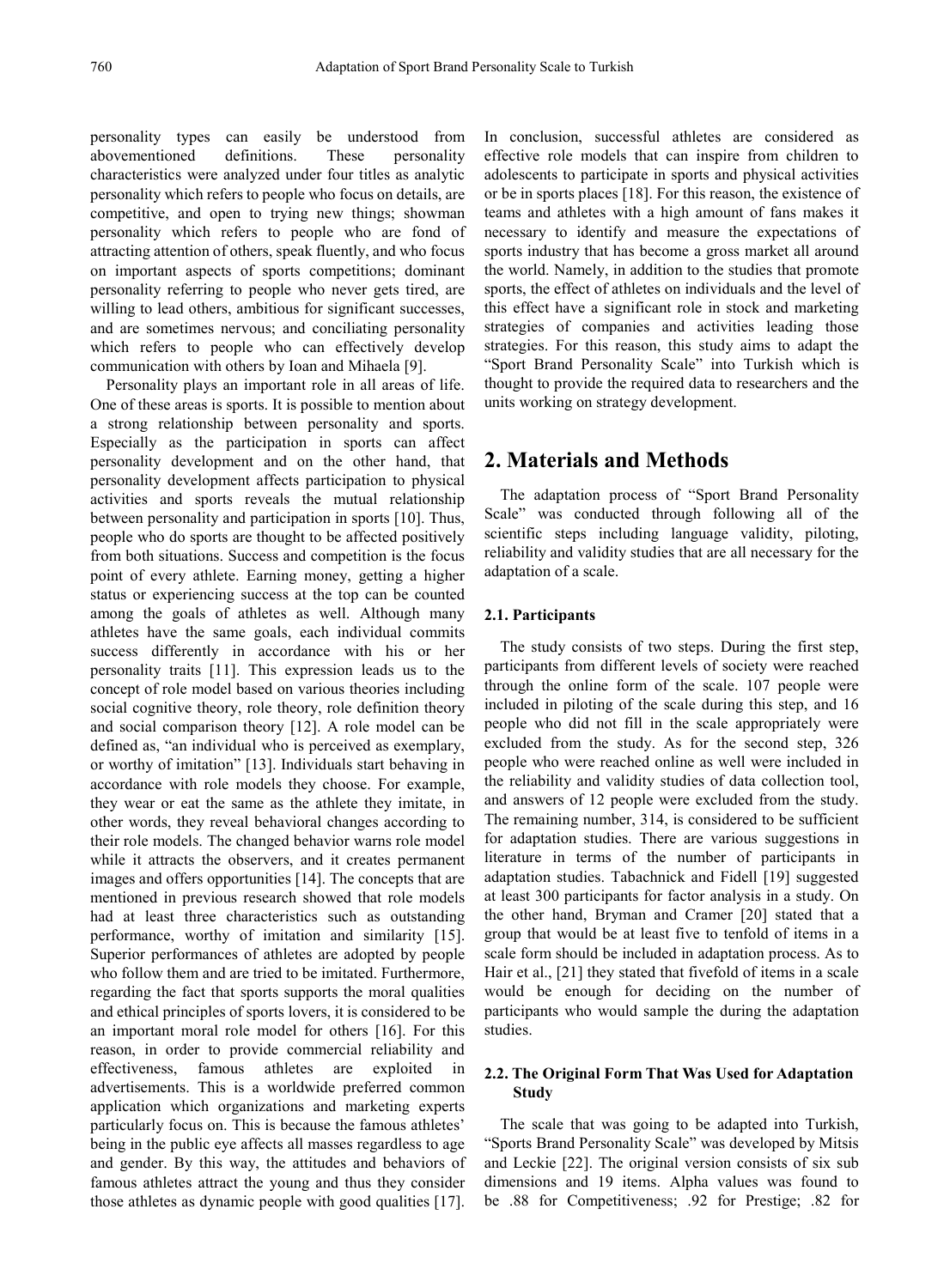personality types can easily be understood from abovementioned definitions. These personality characteristics were analyzed under four titles as analytic personality which refers to people who focus on details, are competitive, and open to trying new things; showman personality which refers to people who are fond of attracting attention of others, speak fluently, and who focus on important aspects of sports competitions; dominant personality referring to people who never gets tired, are willing to lead others, ambitious for significant successes, and are sometimes nervous; and conciliating personality which refers to people who can effectively develop communication with others by Ioan and Mihaela [9].

Personality plays an important role in all areas of life. One of these areas is sports. It is possible to mention about a strong relationship between personality and sports. Especially as the participation in sports can affect personality development and on the other hand, that personality development affects participation to physical activities and sports reveals the mutual relationship between personality and participation in sports [10]. Thus, people who do sports are thought to be affected positively from both situations. Success and competition is the focus point of every athlete. Earning money, getting a higher status or experiencing success at the top can be counted among the goals of athletes as well. Although many athletes have the same goals, each individual commits success differently in accordance with his or her personality traits [11]. This expression leads us to the concept of role model based on various theories including social cognitive theory, role theory, role definition theory and social comparison theory [12]. A role model can be defined as, "an individual who is perceived as exemplary, or worthy of imitation" [13]. Individuals start behaving in accordance with role models they choose. For example, they wear or eat the same as the athlete they imitate, in other words, they reveal behavioral changes according to their role models. The changed behavior warns role model while it attracts the observers, and it creates permanent images and offers opportunities [14]. The concepts that are mentioned in previous research showed that role models had at least three characteristics such as outstanding performance, worthy of imitation and similarity [15]. Superior performances of athletes are adopted by people who follow them and are tried to be imitated. Furthermore, regarding the fact that sports supports the moral qualities and ethical principles of sports lovers, it is considered to be an important moral role model for others [16]. For this reason, in order to provide commercial reliability and effectiveness, famous athletes are exploited in advertisements. This is a worldwide preferred common application which organizations and marketing experts particularly focus on. This is because the famous athletes' being in the public eye affects all masses regardless to age and gender. By this way, the attitudes and behaviors of famous athletes attract the young and thus they consider those athletes as dynamic people with good qualities [17]. In conclusion, successful athletes are considered as effective role models that can inspire from children to adolescents to participate in sports and physical activities or be in sports places [18]. For this reason, the existence of teams and athletes with a high amount of fans makes it necessary to identify and measure the expectations of sports industry that has become a gross market all around the world. Namely, in addition to the studies that promote sports, the effect of athletes on individuals and the level of this effect have a significant role in stock and marketing strategies of companies and activities leading those strategies. For this reason, this study aims to adapt the "Sport Brand Personality Scale" into Turkish which is thought to provide the required data to researchers and the units working on strategy development.

## 2. Materials and Methods

The adaptation process of "Sport Brand Personality Scale" was conducted through following all of the scientific steps including language validity, piloting, reliability and validity studies that are all necessary for the adaptation of a scale.

### 2.1. Participants

The study consists of two steps. During the first step, participants from different levels of society were reached through the online form of the scale. 107 people were included in piloting of the scale during this step, and 16 people who did not fill in the scale appropriately were excluded from the study. As for the second step, 326 people who were reached online as well were included in the reliability and validity studies of data collection tool, and answers of 12 people were excluded from the study. The remaining number, 314, is considered to be sufficient for adaptation studies. There are various suggestions in literature in terms of the number of participants in adaptation studies. Tabachnick and Fidell [19] suggested at least 300 participants for factor analysis in a study. On the other hand, Bryman and Cramer [20] stated that a group that would be at least five to tenfold of items in a scale form should be included in adaptation process. As to Hair et al., [21] they stated that fivefold of items in a scale would be enough for deciding on the number of participants who would sample the during the adaptation studies.

### 2.2. The Original Form That Was Used for Adaptation Study

The scale that was going to be adapted into Turkish, "Sports Brand Personality Scale" was developed by Mitsis and Leckie [22]. The original version consists of six sub dimensions and 19 items. Alpha values was found to be .88 for Competitiveness; .92 for Prestige; .82 for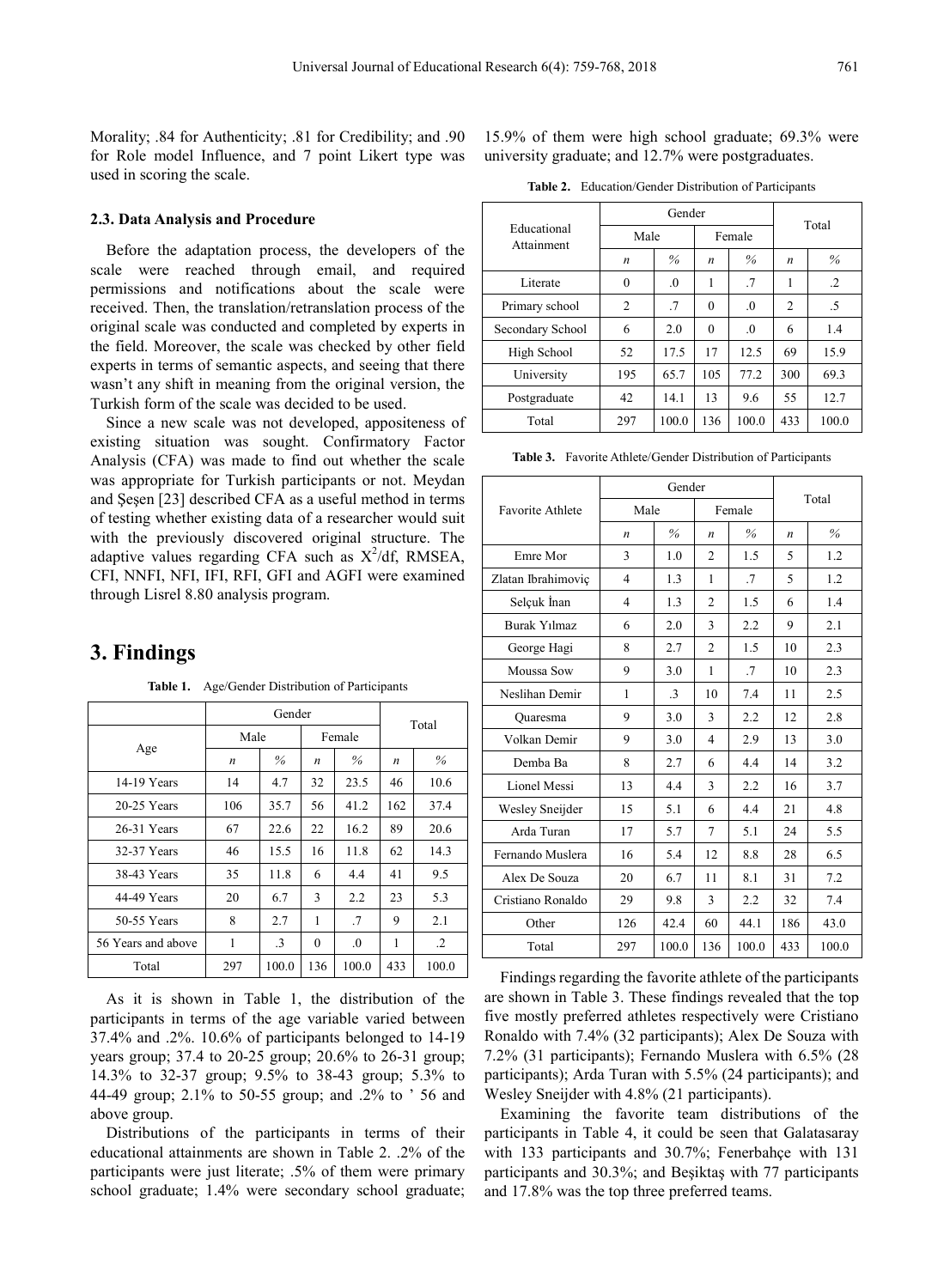Morality; .84 for Authenticity; .81 for Credibility; and .90 for Role model Influence, and 7 point Likert type was used in scoring the scale.

### 2.3. Data Analysis and Procedure

Before the adaptation process, the developers of the scale were reached through email, and required permissions and notifications about the scale were received. Then, the translation/retranslation process of the original scale was conducted and completed by experts in the field. Moreover, the scale was checked by other field experts in terms of semantic aspects, and seeing that there wasn't any shift in meaning from the original version, the Turkish form of the scale was decided to be used.

Since a new scale was not developed, appositeness of existing situation was sought. Confirmatory Factor Analysis (CFA) was made to find out whether the scale was appropriate for Turkish participants or not. Meydan and Şeşen [23] described CFA as a useful method in terms of testing whether existing data of a researcher would suit with the previously discovered original structure. The adaptive values regarding CFA such as $X^2$/df, RMSEA, CFI, NNFI, NFI, IFI, RFI, GFI and AGFI were examined through Lisrel 8.80 analysis program.

## 3. Findings

**Table 1.** Age/Gender Distribution of Participants

| Age | Gender | | | | Total | |
|---|---|---|---|---|---|---|
| | Male | | Female | | | |
| | *n* | % | *n* | % | *n* | % |
| 14-19 Years | 14 | 4.7 | 32 | 23.5 | 46 | 10.6 |
| 20-25 Years | 106 | 35.7 | 56 | 41.2 | 162 | 37.4 |
| 26-31 Years | 67 | 22.6 | 22 | 16.2 | 89 | 20.6 |
| 32-37 Years | 46 | 15.5 | 16 | 11.8 | 62 | 14.3 |
| 38-43 Years | 35 | 11.8 | 6 | 4.4 | 41 | 9.5 |
| 44-49 Years | 20 | 6.7 | 3 | 2.2 | 23 | 5.3 |
| 50-55 Years | 8 | 2.7 | 1 | .7 | 9 | 2.1 |
| 56 Years and above | 1 | .3 | 0 | .0 | 1 | .2 |
| Total | 297 | 100.0 | 136 | 100.0 | 433 | 100.0 |

As it is shown in Table 1, the distribution of the participants in terms of the age variable varied between 37.4% and .2%. 10.6% of participants belonged to 14-19 years group; 37.4 to 20-25 group; 20.6% to 26-31 group; 14.3% to 32-37 group; 9.5% to 38-43 group; 5.3% to 44-49 group; 2.1% to 50-55 group; and .2% to ' 56 and above group.

Distributions of the participants in terms of their educational attainments are shown in Table 2. .2% of the participants were just literate; .5% of them were primary school graduate; 1.4% were secondary school graduate; 15.9% of them were high school graduate; 69.3% were university graduate; and 12.7% were postgraduates.

**Table 2.** Education/Gender Distribution of Participants

| Educational Attainment | Gender | | | | Total | |
|---|---|---|---|---|---|---|
| | Male | | Female | | | |
| | *n* | % | *n* | % | *n* | % |
| Literate | 0 | .0 | 1 | .7 | 1 | .2 |
| Primary school | 2 | .7 | 0 | .0 | 2 | .5 |
| Secondary School | 6 | 2.0 | 0 | .0 | 6 | 1.4 |
| High School | 52 | 17.5 | 17 | 12.5 | 69 | 15.9 |
| University | 195 | 65.7 | 105 | 77.2 | 300 | 69.3 |
| Postgraduate | 42 | 14.1 | 13 | 9.6 | 55 | 12.7 |
| Total | 297 | 100.0 | 136 | 100.0 | 433 | 100.0 |

**Table 3.** Favorite Athlete/Gender Distribution of Participants

| Favorite Athlete | Gender | | | | Total | |
|---|---|---|---|---|---|---|
| | Male | | Female | | | |
| | *n* | % | *n* | % | *n* | % |
| Emre Mor | 3 | 1.0 | 2 | 1.5 | 5 | 1.2 |
| Zlatan Ibrahimoviç | 4 | 1.3 | 1 | .7 | 5 | 1.2 |
| Selçuk İnan | 4 | 1.3 | 2 | 1.5 | 6 | 1.4 |
| Burak Yılmaz | 6 | 2.0 | 3 | 2.2 | 9 | 2.1 |
| George Hagi | 8 | 2.7 | 2 | 1.5 | 10 | 2.3 |
| Moussa Sow | 9 | 3.0 | 1 | .7 | 10 | 2.3 |
| Neslihan Demir | 1 | .3 | 10 | 7.4 | 11 | 2.5 |
| Quaresma | 9 | 3.0 | 3 | 2.2 | 12 | 2.8 |
| Volkan Demir | 9 | 3.0 | 4 | 2.9 | 13 | 3.0 |
| Demba Ba | 8 | 2.7 | 6 | 4.4 | 14 | 3.2 |
| Lionel Messi | 13 | 4.4 | 3 | 2.2 | 16 | 3.7 |
| Wesley Sneijder | 15 | 5.1 | 6 | 4.4 | 21 | 4.8 |
| Arda Turan | 17 | 5.7 | 7 | 5.1 | 24 | 5.5 |
| Fernando Muslera | 16 | 5.4 | 12 | 8.8 | 28 | 6.5 |
| Alex De Souza | 20 | 6.7 | 11 | 8.1 | 31 | 7.2 |
| Cristiano Ronaldo | 29 | 9.8 | 3 | 2.2 | 32 | 7.4 |
| Other | 126 | 42.4 | 60 | 44.1 | 186 | 43.0 |
| Total | 297 | 100.0 | 136 | 100.0 | 433 | 100.0 |

Findings regarding the favorite athlete of the participants are shown in Table 3. These findings revealed that the top five mostly preferred athletes respectively were Cristiano Ronaldo with 7.4% (32 participants); Alex De Souza with 7.2% (31 participants); Fernando Muslera with 6.5% (28 participants); Arda Turan with 5.5% (24 participants); and Wesley Sneijder with 4.8% (21 participants).

Examining the favorite team distributions of the participants in Table 4, it could be seen that Galatasaray with 133 participants and 30.7%; Fenerbahçe with 131 participants and 30.3%; and Beşiktaş with 77 participants and 17.8% was the top three preferred teams.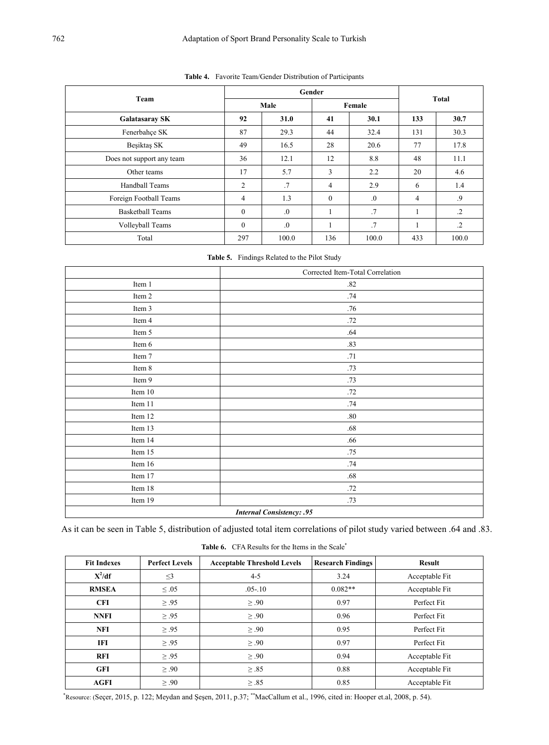**Table 4.** Favorite Team/Gender Distribution of Participants

| Team | Gender | | | | Total | |
|---|---|---|---|---|---|---|
| | Male | | Female | | | |
| **Galatasaray SK** | **92** | **31.0** | **41** | **30.1** | **133** | **30.7** |
| Fenerbahçe SK | 87 | 29.3 | 44 | 32.4 | 131 | 30.3 |
| Beşiktaş SK | 49 | 16.5 | 28 | 20.6 | 77 | 17.8 |
| Does not support any team | 36 | 12.1 | 12 | 8.8 | 48 | 11.1 |
| Other teams | 17 | 5.7 | 3 | 2.2 | 20 | 4.6 |
| Handball Teams | 2 | .7 | 4 | 2.9 | 6 | 1.4 |
| Foreign Football Teams | 4 | 1.3 | 0 | .0 | 4 | .9 |
| Basketball Teams | 0 | .0 | 1 | .7 | 1 | .2 |
| Volleyball Teams | 0 | .0 | 1 | .7 | 1 | .2 |
| Total | 297 | 100.0 | 136 | 100.0 | 433 | 100.0 |

**Table 5.** Findings Related to the Pilot Study

| | Corrected Item-Total Correlation |
|---|---|
| Item 1 | .82 |
| Item 2 | .74 |
| Item 3 | .76 |
| Item 4 | .72 |
| Item 5 | .64 |
| Item 6 | .83 |
| Item 7 | .71 |
| Item 8 | .73 |
| Item 9 | .73 |
| Item 10 | .72 |
| Item 11 | .74 |
| Item 12 | .80 |
| Item 13 | .68 |
| Item 14 | .66 |
| Item 15 | .75 |
| Item 16 | .74 |
| Item 17 | .68 |
| Item 18 | .72 |
| Item 19 | .73 |
| ***Internal Consistency: .95*** | |

As it can be seen in Table 5, distribution of adjusted total item correlations of pilot study varied between .64 and .83.

**Table 6.** CFA Results for the Items in the Scale*

| Fit Indexes | Perfect Levels | Acceptable Threshold Levels | Research Findings | Result |
|---|---|---|---|---|
| $X^2$/df | ≤3 | 4-5 | 3.24 | Acceptable Fit |
| RMSEA | ≤ .05 | .05-.10 | 0.082** | Acceptable Fit |
| CFI | ≥ .95 | ≥ .90 | 0.97 | Perfect Fit |
| NNFI | ≥ .95 | ≥ .90 | 0.96 | Perfect Fit |
| NFI | ≥ .95 | ≥ .90 | 0.95 | Perfect Fit |
| IFI | ≥ .95 | ≥ .90 | 0.97 | Perfect Fit |
| RFI | ≥ .95 | ≥ .90 | 0.94 | Acceptable Fit |
| GFI | ≥ .90 | ≥ .85 | 0.88 | Acceptable Fit |
| AGFI | ≥ .90 | ≥ .85 | 0.85 | Acceptable Fit |

*Resource: (Seçer, 2015, p. 122; Meydan and Şeşen, 2011, p.37; **MacCallum et al., 1996, cited in: Hooper et.al, 2008, p. 54).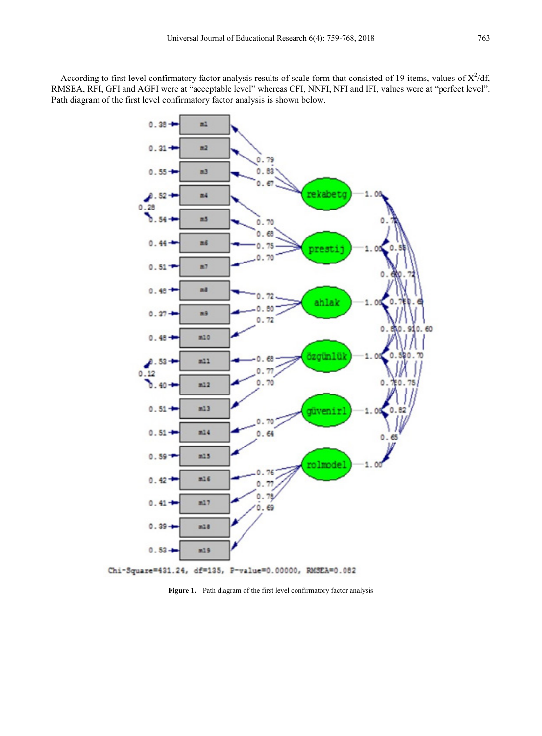According to first level confirmatory factor analysis results of scale form that consisted of 19 items, values of $X^2$/df, RMSEA, RFI, GFI and AGFI were at "acceptable level" whereas CFI, NNFI, NFI and IFI, values were at "perfect level". Path diagram of the first level confirmatory factor analysis is shown below.

Chi-Square=431.24, df=135, P-value=0.00000, RMSEA=0.082

**Figure 1.** Path diagram of the first level confirmatory factor analysis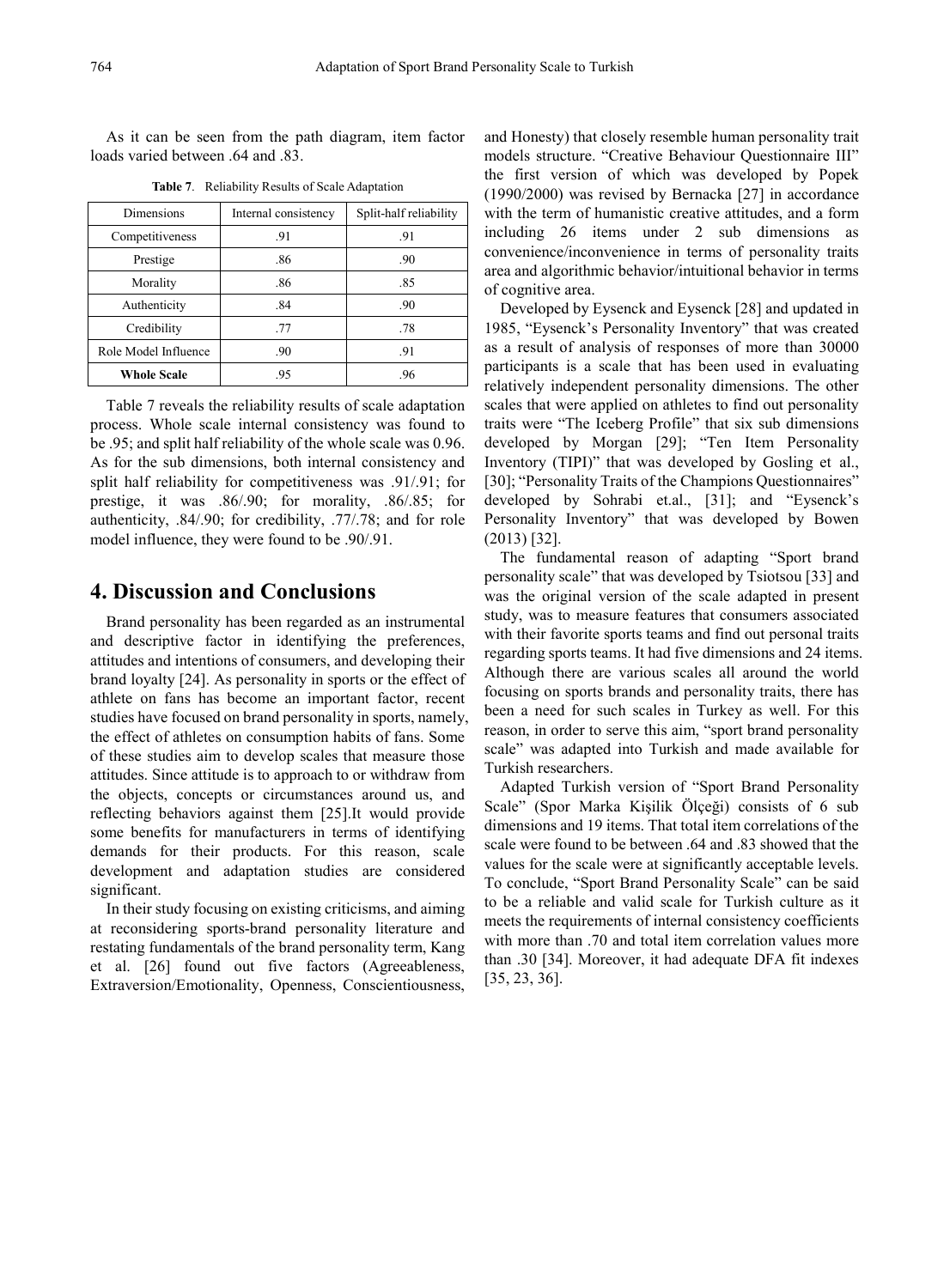As it can be seen from the path diagram, item factor loads varied between .64 and .83.

**Table 7**. Reliability Results of Scale Adaptation

| Dimensions | Internal consistency | Split-half reliability |
|---|---|---|
| Competitiveness | .91 | .91 |
| Prestige | .86 | .90 |
| Morality | .86 | .85 |
| Authenticity | .84 | .90 |
| Credibility | .77 | .78 |
| Role Model Influence | .90 | .91 |
| **Whole Scale** | .95 | .96 |

Table 7 reveals the reliability results of scale adaptation process. Whole scale internal consistency was found to be .95; and split half reliability of the whole scale was 0.96. As for the sub dimensions, both internal consistency and split half reliability for competitiveness was .91/.91; for prestige, it was .86/.90; for morality, .86/.85; for authenticity, .84/.90; for credibility, .77/.78; and for role model influence, they were found to be .90/.91.

## 4. Discussion and Conclusions

Brand personality has been regarded as an instrumental and descriptive factor in identifying the preferences, attitudes and intentions of consumers, and developing their brand loyalty [24]. As personality in sports or the effect of athlete on fans has become an important factor, recent studies have focused on brand personality in sports, namely, the effect of athletes on consumption habits of fans. Some of these studies aim to develop scales that measure those attitudes. Since attitude is to approach to or withdraw from the objects, concepts or circumstances around us, and reflecting behaviors against them [25].It would provide some benefits for manufacturers in terms of identifying demands for their products. For this reason, scale development and adaptation studies are considered significant.

In their study focusing on existing criticisms, and aiming at reconsidering sports-brand personality literature and restating fundamentals of the brand personality term, Kang et al. [26] found out five factors (Agreeableness, Extraversion/Emotionality, Openness, Conscientiousness, and Honesty) that closely resemble human personality trait models structure. "Creative Behaviour Questionnaire III" the first version of which was developed by Popek (1990/2000) was revised by Bernacka [27] in accordance with the term of humanistic creative attitudes, and a form including 26 items under 2 sub dimensions as convenience/inconvenience in terms of personality traits area and algorithmic behavior/intuitional behavior in terms of cognitive area.

Developed by Eysenck and Eysenck [28] and updated in 1985, "Eysenck's Personality Inventory" that was created as a result of analysis of responses of more than 30000 participants is a scale that has been used in evaluating relatively independent personality dimensions. The other scales that were applied on athletes to find out personality traits were "The Iceberg Profile" that six sub dimensions developed by Morgan [29]; "Ten Item Personality Inventory (TIPI)" that was developed by Gosling et al., [30]; "Personality Traits of the Champions Questionnaires" developed by Sohrabi et.al., [31]; and "Eysenck's Personality Inventory" that was developed by Bowen (2013) [32].

The fundamental reason of adapting "Sport brand personality scale" that was developed by Tsiotsou [33] and was the original version of the scale adapted in present study, was to measure features that consumers associated with their favorite sports teams and find out personal traits regarding sports teams. It had five dimensions and 24 items. Although there are various scales all around the world focusing on sports brands and personality traits, there has been a need for such scales in Turkey as well. For this reason, in order to serve this aim, "sport brand personality scale" was adapted into Turkish and made available for Turkish researchers.

Adapted Turkish version of "Sport Brand Personality Scale" (Spor Marka Kişilik Ölçeği) consists of 6 sub dimensions and 19 items. That total item correlations of the scale were found to be between .64 and .83 showed that the values for the scale were at significantly acceptable levels. To conclude, "Sport Brand Personality Scale" can be said to be a reliable and valid scale for Turkish culture as it meets the requirements of internal consistency coefficients with more than .70 and total item correlation values more than .30 [34]. Moreover, it had adequate DFA fit indexes [35, 23, 36].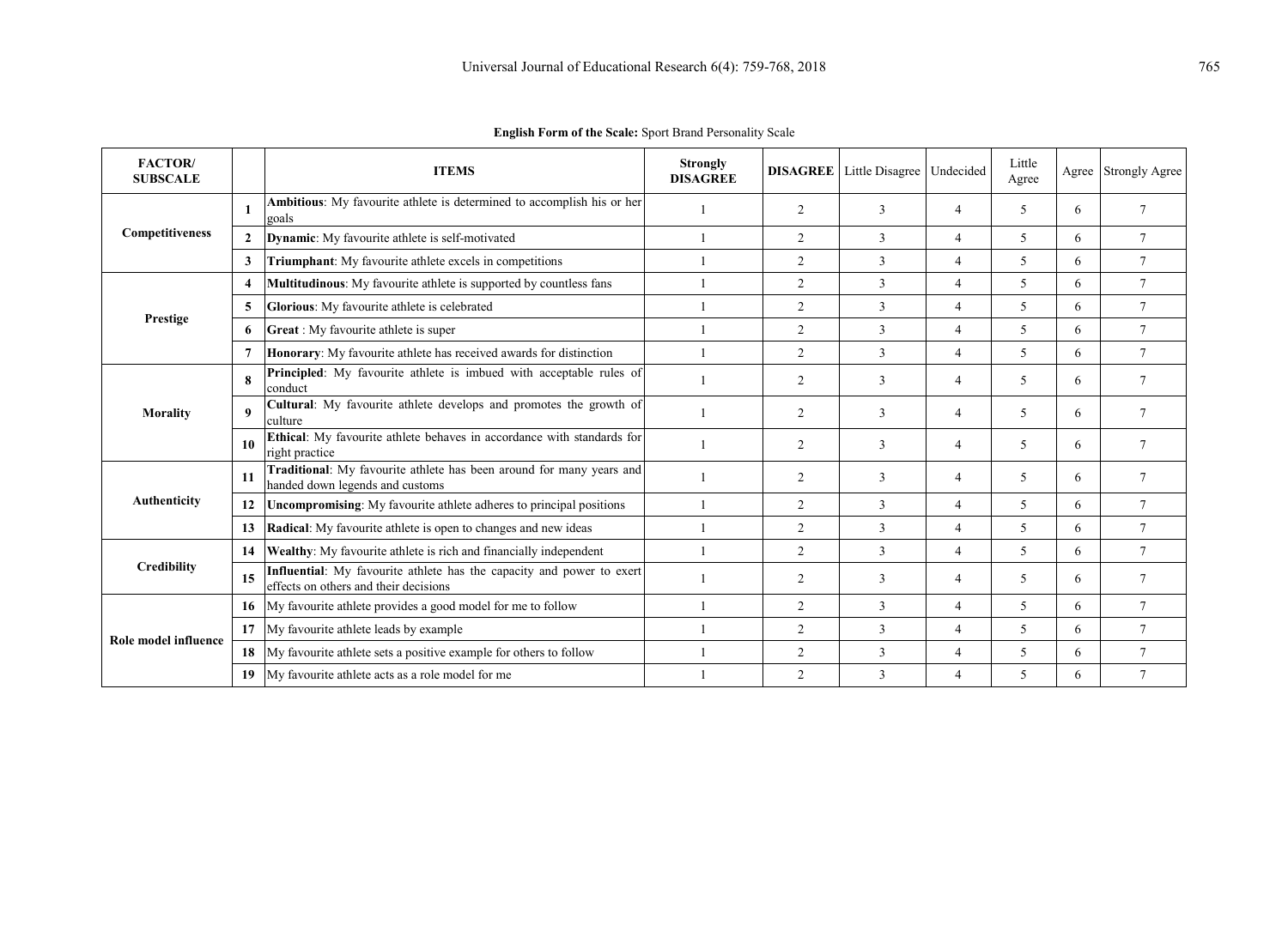**English Form of the Scale:** Sport Brand Personality Scale

| FACTOR/ SUBSCALE | | ITEMS | Strongly DISAGREE | DISAGREE | Little Disagree | Undecided | Little Agree | Agree | Strongly Agree |
|---|---|---|---|---|---|---|---|---|---|
| Competitiveness | 1 | **Ambitious**: My favourite athlete is determined to accomplish his or her goals | 1 | 2 | 3 | 4 | 5 | 6 | 7 |
| | 2 | **Dynamic**: My favourite athlete is self-motivated | 1 | 2 | 3 | 4 | 5 | 6 | 7 |
| | 3 | **Triumphant**: My favourite athlete excels in competitions | 1 | 2 | 3 | 4 | 5 | 6 | 7 |
| Prestige | 4 | **Multitudinous**: My favourite athlete is supported by countless fans | 1 | 2 | 3 | 4 | 5 | 6 | 7 |
| | 5 | **Glorious**: My favourite athlete is celebrated | 1 | 2 | 3 | 4 | 5 | 6 | 7 |
| | 6 | **Great** : My favourite athlete is super | 1 | 2 | 3 | 4 | 5 | 6 | 7 |
| | 7 | **Honorary**: My favourite athlete has received awards for distinction | 1 | 2 | 3 | 4 | 5 | 6 | 7 |
| Morality | 8 | **Principled**: My favourite athlete is imbued with acceptable rules of conduct | 1 | 2 | 3 | 4 | 5 | 6 | 7 |
| | 9 | **Cultural**: My favourite athlete develops and promotes the growth of culture | 1 | 2 | 3 | 4 | 5 | 6 | 7 |
| | 10 | **Ethical**: My favourite athlete behaves in accordance with standards for right practice | 1 | 2 | 3 | 4 | 5 | 6 | 7 |
| Authenticity | 11 | **Traditional**: My favourite athlete has been around for many years and handed down legends and customs | 1 | 2 | 3 | 4 | 5 | 6 | 7 |
| | 12 | **Uncompromising**: My favourite athlete adheres to principal positions | 1 | 2 | 3 | 4 | 5 | 6 | 7 |
| | 13 | **Radical**: My favourite athlete is open to changes and new ideas | 1 | 2 | 3 | 4 | 5 | 6 | 7 |
| Credibility | 14 | **Wealthy**: My favourite athlete is rich and financially independent | 1 | 2 | 3 | 4 | 5 | 6 | 7 |
| | 15 | **Influential**: My favourite athlete has the capacity and power to exert effects on others and their decisions | 1 | 2 | 3 | 4 | 5 | 6 | 7 |
| Role model influence | 16 | My favourite athlete provides a good model for me to follow | 1 | 2 | 3 | 4 | 5 | 6 | 7 |
| | 17 | My favourite athlete leads by example | 1 | 2 | 3 | 4 | 5 | 6 | 7 |
| | 18 | My favourite athlete sets a positive example for others to follow | 1 | 2 | 3 | 4 | 5 | 6 | 7 |
| | 19 | My favourite athlete acts as a role model for me | 1 | 2 | 3 | 4 | 5 | 6 | 7 |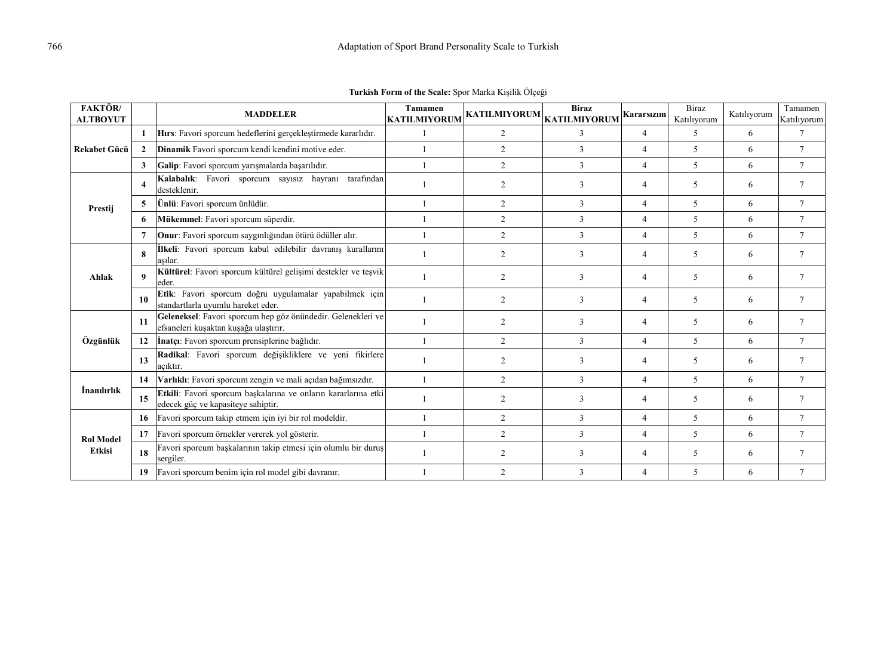**Turkish Form of the Scale:** Spor Marka Kişilik Ölçeği

| FAKTÖR/ ALTBOYUT | | MADDELER | Tamamen KATILMIYORUM | KATILMIYORUM | Biraz KATILMIYORUM | Kararsızım | Biraz Katılıyorum | Katılıyorum | Tamamen Katılıyorum |
|---|---|---|---|---|---|---|---|---|---|
| Rekabet Gücü | 1 | **Hırs**: Favori sporcum hedeflerini gerçekleştirmede kararlıdır. | 1 | 2 | 3 | 4 | 5 | 6 | 7 |
| | 2 | **Dinamik** Favori sporcum kendi kendini motive eder. | 1 | 2 | 3 | 4 | 5 | 6 | 7 |
| | 3 | **Galip**: Favori sporcum yarışmalarda başarılıdır. | 1 | 2 | 3 | 4 | 5 | 6 | 7 |
| Prestij | 4 | **Kalabalık**: Favori sporcum sayısız hayranı tarafından desteklenir. | 1 | 2 | 3 | 4 | 5 | 6 | 7 |
| | 5 | **Ünlü**: Favori sporcum ünlüdür. | 1 | 2 | 3 | 4 | 5 | 6 | 7 |
| | 6 | **Mükemmel**: Favori sporcum süperdir. | 1 | 2 | 3 | 4 | 5 | 6 | 7 |
| | 7 | **Onur**: Favori sporcum saygınlığından ötürü ödüller alır. | 1 | 2 | 3 | 4 | 5 | 6 | 7 |
| Ahlak | 8 | **İlkeli**: Favori sporcum kabul edilebilir davranış kurallarını aşılar. | 1 | 2 | 3 | 4 | 5 | 6 | 7 |
| | 9 | **Kültürel**: Favori sporcum kültürel gelişimi destekler ve teşvik eder. | 1 | 2 | 3 | 4 | 5 | 6 | 7 |
| | 10 | **Etik**: Favori sporcum doğru uygulamalar yapabilmek için standartlarla uyumlu hareket eder. | 1 | 2 | 3 | 4 | 5 | 6 | 7 |
| Özgünlük | 11 | **Geleneksel**: Favori sporcum hep göz önündedir. Gelenekleri ve efsaneleri kuşaktan kuşağa ulaştırır. | 1 | 2 | 3 | 4 | 5 | 6 | 7 |
| | 12 | **İnatçı**: Favori sporcum prensiplerine bağlıdır. | 1 | 2 | 3 | 4 | 5 | 6 | 7 |
| | 13 | **Radikal**: Favori sporcum değişikliklere ve yeni fikirlere açıktır. | 1 | 2 | 3 | 4 | 5 | 6 | 7 |
| İnanılırlık | 14 | **Varlıklı**: Favori sporcum zengin ve mali açıdan bağımsızdır. | 1 | 2 | 3 | 4 | 5 | 6 | 7 |
| | 15 | **Etkili**: Favori sporcum başkalarına ve onların kararlarına etki edecek güç ve kapasiteye sahiptir. | 1 | 2 | 3 | 4 | 5 | 6 | 7 |
| Rol Model Etkisi | 16 | Favori sporcum takip etmem için iyi bir rol modeldir. | 1 | 2 | 3 | 4 | 5 | 6 | 7 |
| | 17 | Favori sporcum örnekler vererek yol gösterir. | 1 | 2 | 3 | 4 | 5 | 6 | 7 |
| | 18 | Favori sporcum başkalarının takip etmesi için olumlu bir duruş sergiler. | 1 | 2 | 3 | 4 | 5 | 6 | 7 |
| | 19 | Favori sporcum benim için rol model gibi davranır. | 1 | 2 | 3 | 4 | 5 | 6 | 7 |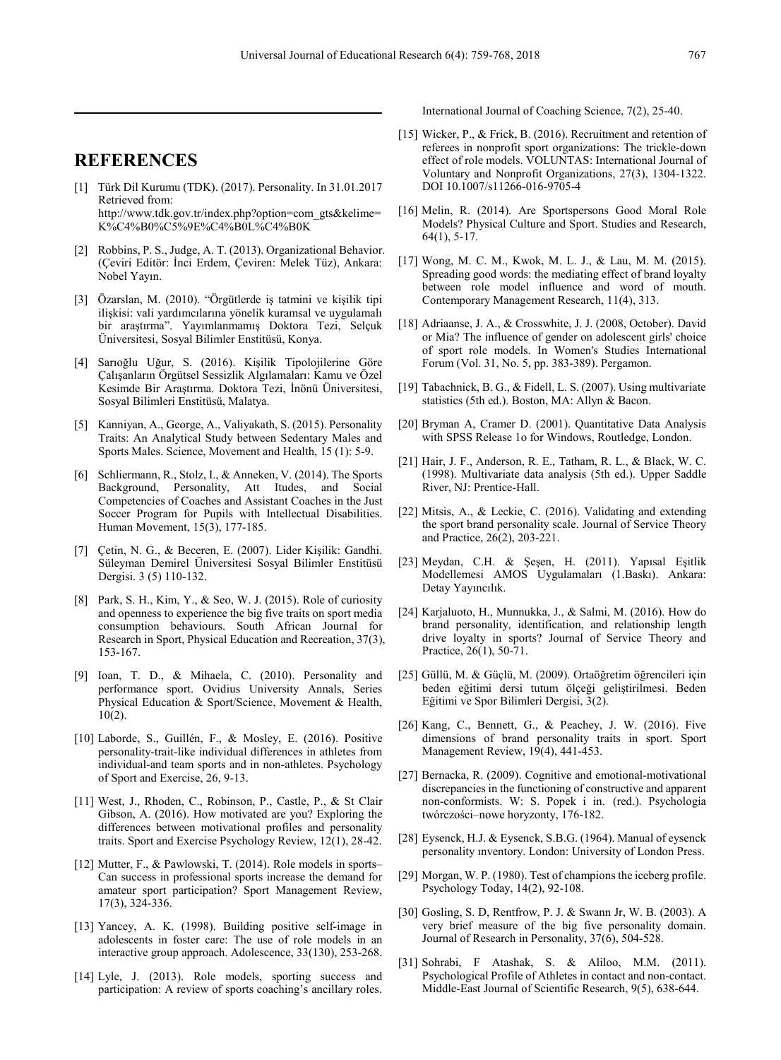## REFERENCES

[1] Türk Dil Kurumu (TDK). (2017). Personality. In 31.01.2017 Retrieved from: http://www.tdk.gov.tr/index.php?option=com_gts&kelime=K%C4%B0%C5%9E%C4%B0L%C4%B0K

[2] Robbins, P. S., Judge, A. T. (2013). Organizational Behavior. (Çeviri Editör: İnci Erdem, Çeviren: Melek Tüz), Ankara: Nobel Yayın.

[3] Özarslan, M. (2010). "Örgütlerde iş tatmini ve kişilik tipi ilişkisi: vali yardımcılarına yönelik kuramsal ve uygulamalı bir araştırma". Yayımlanmamış Doktora Tezi, Selçuk Üniversitesi, Sosyal Bilimler Enstitüsü, Konya.

[4] Sarıoğlu Uğur, S. (2016). Kişilik Tipolojilerine Göre Çalışanların Örgütsel Sessizlik Algılamaları: Kamu ve Özel Kesimde Bir Araştırma. Doktora Tezi, İnönü Üniversitesi, Sosyal Bilimleri Enstitüsü, Malatya.

[5] Kanniyan, A., George, A., Valiyakath, S. (2015). Personality Traits: An Analytical Study between Sedentary Males and Sports Males. Science, Movement and Health, 15 (1): 5-9.

[6] Schliermann, R., Stolz, I., & Anneken, V. (2014). The Sports Background, Personality, Att Itudes, and Social Competencies of Coaches and Assistant Coaches in the Just Soccer Program for Pupils with Intellectual Disabilities. Human Movement, 15(3), 177-185.

[7] Çetin, N. G., & Beceren, E. (2007). Lider Kişilik: Gandhi. Süleyman Demirel Üniversitesi Sosyal Bilimler Enstitüsü Dergisi. 3 (5) 110-132.

[8] Park, S. H., Kim, Y., & Seo, W. J. (2015). Role of curiosity and openness to experience the big five traits on sport media consumption behaviours. South African Journal for Research in Sport, Physical Education and Recreation, 37(3), 153-167.

[9] Ioan, T. D., & Mihaela, C. (2010). Personality and performance sport. Ovidius University Annals, Series Physical Education & Sport/Science, Movement & Health, 10(2).

[10] Laborde, S., Guillén, F., & Mosley, E. (2016). Positive personality-trait-like individual differences in athletes from individual-and team sports and in non-athletes. Psychology of Sport and Exercise, 26, 9-13.

[11] West, J., Rhoden, C., Robinson, P., Castle, P., & St Clair Gibson, A. (2016). How motivated are you? Exploring the differences between motivational profiles and personality traits. Sport and Exercise Psychology Review, 12(1), 28-42.

[12] Mutter, F., & Pawlowski, T. (2014). Role models in sports–Can success in professional sports increase the demand for amateur sport participation? Sport Management Review, 17(3), 324-336.

[13] Yancey, A. K. (1998). Building positive self-image in adolescents in foster care: The use of role models in an interactive group approach. Adolescence, 33(130), 253-268.

[14] Lyle, J. (2013). Role models, sporting success and participation: A review of sports coaching's ancillary roles. International Journal of Coaching Science, 7(2), 25-40.

[15] Wicker, P., & Frick, B. (2016). Recruitment and retention of referees in nonprofit sport organizations: The trickle-down effect of role models. VOLUNTAS: International Journal of Voluntary and Nonprofit Organizations, 27(3), 1304-1322. DOI 10.1007/s11266-016-9705-4

[16] Melin, R. (2014). Are Sportspersons Good Moral Role Models? Physical Culture and Sport. Studies and Research, 64(1), 5-17.

[17] Wong, M. C. M., Kwok, M. L. J., & Lau, M. M. (2015). Spreading good words: the mediating effect of brand loyalty between role model influence and word of mouth. Contemporary Management Research, 11(4), 313.

[18] Adriaanse, J. A., & Crosswhite, J. J. (2008, October). David or Mia? The influence of gender on adolescent girls' choice of sport role models. In Women's Studies International Forum (Vol. 31, No. 5, pp. 383-389). Pergamon.

[19] Tabachnick, B. G., & Fidell, L. S. (2007). Using multivariate statistics (5th ed.). Boston, MA: Allyn & Bacon.

[20] Bryman A, Cramer D. (2001). Quantitative Data Analysis with SPSS Release 1o for Windows, Routledge, London.

[21] Hair, J. F., Anderson, R. E., Tatham, R. L., & Black, W. C. (1998). Multivariate data analysis (5th ed.). Upper Saddle River, NJ: Prentice-Hall.

[22] Mitsis, A., & Leckie, C. (2016). Validating and extending the sport brand personality scale. Journal of Service Theory and Practice, 26(2), 203-221.

[23] Meydan, C.H. & Şeşen, H. (2011). Yapısal Eşitlik Modellemesi AMOS Uygulamaları (1.Baskı). Ankara: Detay Yayıncılık.

[24] Karjaluoto, H., Munnukka, J., & Salmi, M. (2016). How do brand personality, identification, and relationship length drive loyalty in sports? Journal of Service Theory and Practice, 26(1), 50-71.

[25] Güllü, M. & Güçlü, M. (2009). Ortaöğretim öğrencileri için beden eğitimi dersi tutum ölçeği geliştirilmesi. Beden Eğitimi ve Spor Bilimleri Dergisi, 3(2).

[26] Kang, C., Bennett, G., & Peachey, J. W. (2016). Five dimensions of brand personality traits in sport. Sport Management Review, 19(4), 441-453.

[27] Bernacka, R. (2009). Cognitive and emotional-motivational discrepancies in the functioning of constructive and apparent non-conformists. W: S. Popek i in. (red.). Psychologia twórczości–nowe horyzonty, 176-182.

[28] Eysenck, H.J. & Eysenck, S.B.G. (1964). Manual of eysenck personality ınventory. London: University of London Press.

[29] Morgan, W. P. (1980). Test of champions the iceberg profile. Psychology Today, 14(2), 92-108.

[30] Gosling, S. D, Rentfrow, P. J. & Swann Jr, W. B. (2003). A very brief measure of the big five personality domain. Journal of Research in Personality, 37(6), 504-528.

[31] Sohrabi, F Atashak, S. & Aliloo, M.M. (2011). Psychological Profile of Athletes in contact and non-contact. Middle-East Journal of Scientific Research, 9(5), 638-644.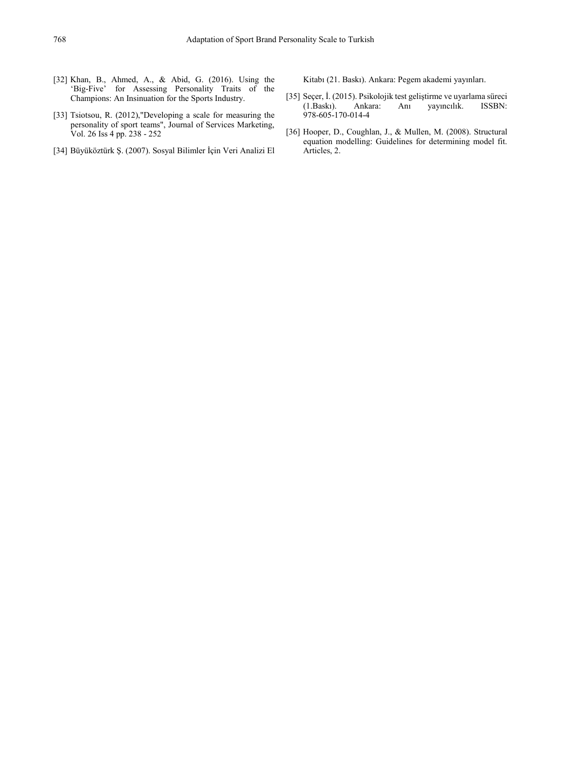[32] Khan, B., Ahmed, A., & Abid, G. (2016). Using the 'Big-Five' for Assessing Personality Traits of the Champions: An Insinuation for the Sports Industry.

[33] Tsiotsou, R. (2012),"Developing a scale for measuring the personality of sport teams", Journal of Services Marketing, Vol. 26 Iss 4 pp. 238 - 252

[34] Büyüköztürk Ş. (2007). Sosyal Bilimler İçin Veri Analizi El Kitabı (21. Baskı). Ankara: Pegem akademi yayınları.

[35] Seçer, İ. (2015). Psikolojik test geliştirme ve uyarlama süreci (1.Baskı). Ankara: Anı yayıncılık. ISSBN: 978-605-170-014-4

[36] Hooper, D., Coughlan, J., & Mullen, M. (2008). Structural equation modelling: Guidelines for determining model fit. Articles, 2.